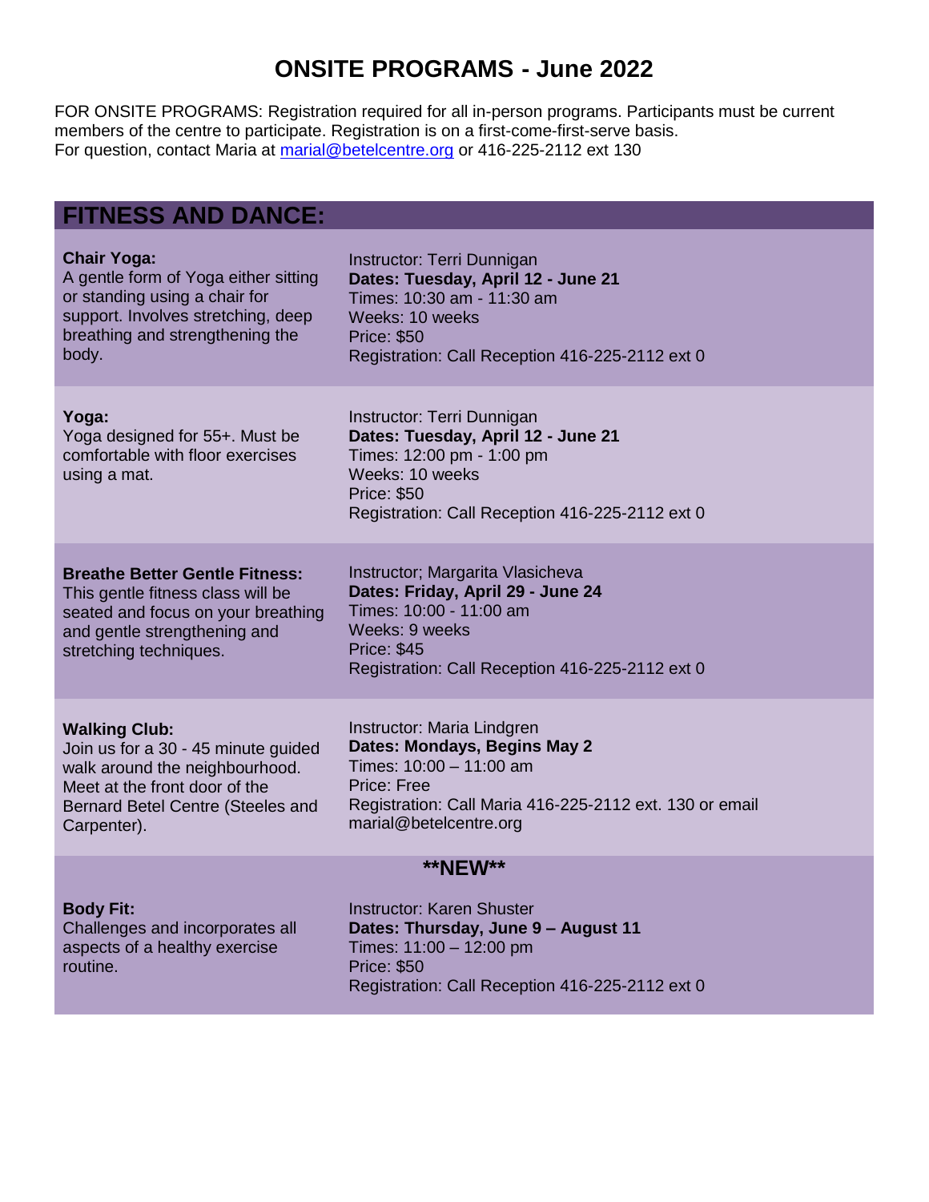# ONSITE PROGRAMS - June 2022

FOR ONSITE PROGRAMS: Registration required for all in-person programs. Participants must be current members of the centre to participate. Registration is on a first-come-first-serve basis.
For question, contact Maria at marial@betelcentre.org or 416-225-2112 ext 130

## FITNESS AND DANCE:

**Chair Yoga:**
A gentle form of Yoga either sitting or standing using a chair for support. Involves stretching, deep breathing and strengthening the body.

Instructor: Terri Dunnigan
**Dates: Tuesday, April 12 - June 21**
Times: 10:30 am - 11:30 am
Weeks: 10 weeks
Price: $50
Registration: Call Reception 416-225-2112 ext 0

**Yoga:**
Yoga designed for 55+. Must be comfortable with floor exercises using a mat.

Instructor: Terri Dunnigan
**Dates: Tuesday, April 12 - June 21**
Times: 12:00 pm - 1:00 pm
Weeks: 10 weeks
Price: $50
Registration: Call Reception 416-225-2112 ext 0

**Breathe Better Gentle Fitness:**
This gentle fitness class will be seated and focus on your breathing and gentle strengthening and stretching techniques.

Instructor; Margarita Vlasicheva
**Dates: Friday, April 29 - June 24**
Times: 10:00 - 11:00 am
Weeks: 9 weeks
Price: $45
Registration: Call Reception 416-225-2112 ext 0

**Walking Club:**
Join us for a 30 - 45 minute guided walk around the neighbourhood. Meet at the front door of the Bernard Betel Centre (Steeles and Carpenter).

Instructor: Maria Lindgren
**Dates: Mondays, Begins May 2**
Times: 10:00 – 11:00 am
Price: Free
Registration: Call Maria 416-225-2112 ext. 130 or email marial@betelcentre.org

**\*\*NEW\*\***

**Body Fit:**
Challenges and incorporates all aspects of a healthy exercise routine.

Instructor: Karen Shuster
**Dates: Thursday, June 9 – August 11**
Times: 11:00 – 12:00 pm
Price: $50
Registration: Call Reception 416-225-2112 ext 0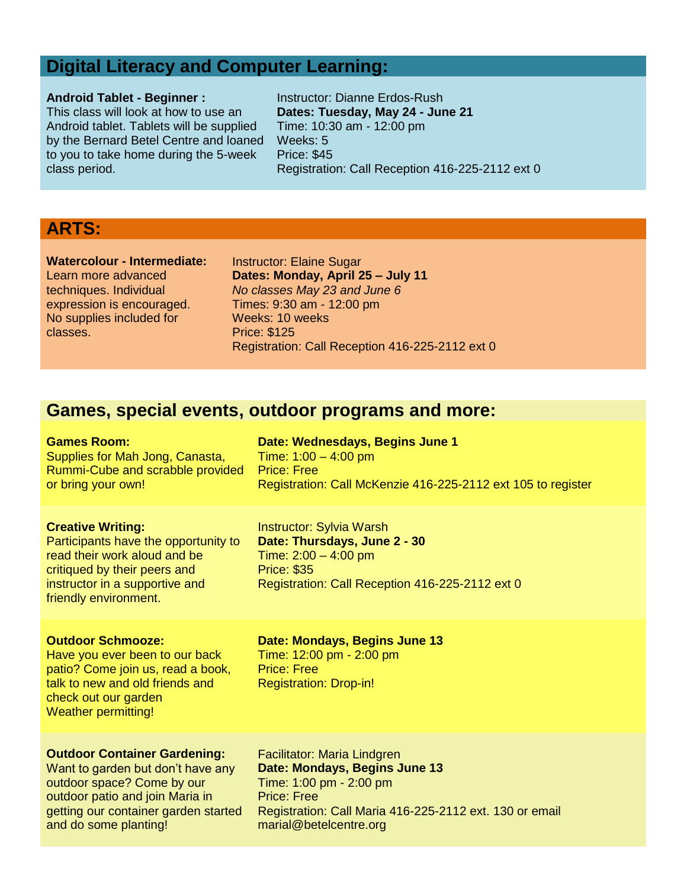## Digital Literacy and Computer Learning:

**Android Tablet - Beginner :**
This class will look at how to use an Android tablet. Tablets will be supplied by the Bernard Betel Centre and loaned to you to take home during the 5-week class period.

Instructor: Dianne Erdos-Rush
**Dates: Tuesday, May 24 - June 21**
Time: 10:30 am - 12:00 pm
Weeks: 5
Price: $45
Registration: Call Reception 416-225-2112 ext 0

## ARTS:

**Watercolour - Intermediate:**
Learn more advanced techniques. Individual expression is encouraged. No supplies included for classes.

Instructor: Elaine Sugar
**Dates: Monday, April 25 – July 11**
*No classes May 23 and June 6*
Times: 9:30 am - 12:00 pm
Weeks: 10 weeks
Price: $125
Registration: Call Reception 416-225-2112 ext 0

## Games, special events, outdoor programs and more:

**Games Room:**
Supplies for Mah Jong, Canasta, Rummi-Cube and scrabble provided or bring your own!

**Date: Wednesdays, Begins June 1**
Time: 1:00 – 4:00 pm
Price: Free
Registration: Call McKenzie 416-225-2112 ext 105 to register

**Creative Writing:**
Participants have the opportunity to read their work aloud and be critiqued by their peers and instructor in a supportive and friendly environment.

Instructor: Sylvia Warsh
**Date: Thursdays, June 2 - 30**
Time: 2:00 – 4:00 pm
Price: $35
Registration: Call Reception 416-225-2112 ext 0

**Outdoor Schmooze:**
Have you ever been to our back patio? Come join us, read a book, talk to new and old friends and check out our garden
Weather permitting!

**Date: Mondays, Begins June 13**
Time: 12:00 pm - 2:00 pm
Price: Free
Registration: Drop-in!

**Outdoor Container Gardening:**
Want to garden but don't have any outdoor space? Come by our outdoor patio and join Maria in getting our container garden started and do some planting!

Facilitator: Maria Lindgren
**Date: Mondays, Begins June 13**
Time: 1:00 pm - 2:00 pm
Price: Free
Registration: Call Maria 416-225-2112 ext. 130 or email marial@betelcentre.org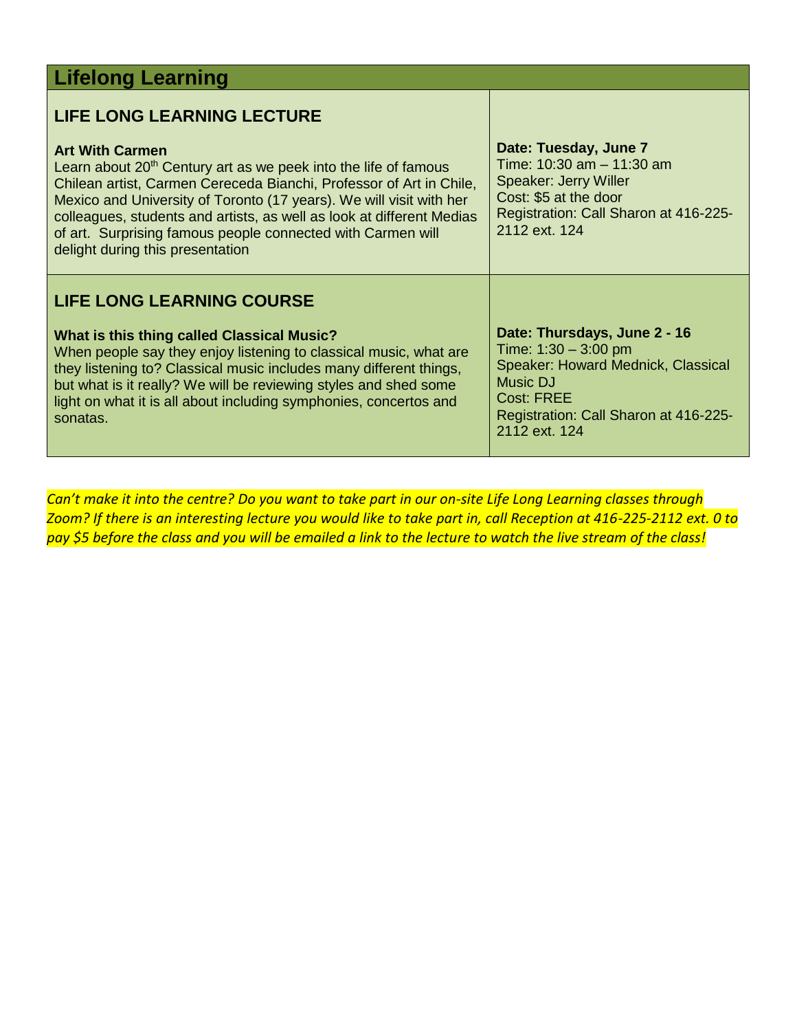## Lifelong Learning

| | |
|---|---|
| **LIFE LONG LEARNING LECTURE**<br><br>**Art With Carmen**<br>Learn about 20th Century art as we peek into the life of famous Chilean artist, Carmen Cereceda Bianchi, Professor of Art in Chile, Mexico and University of Toronto (17 years). We will visit with her colleagues, students and artists, as well as look at different Medias of art. Surprising famous people connected with Carmen will delight during this presentation | **Date: Tuesday, June 7**<br>Time: 10:30 am – 11:30 am<br>Speaker: Jerry Willer<br>Cost: $5 at the door<br>Registration: Call Sharon at 416-225-2112 ext. 124 |
| **LIFE LONG LEARNING COURSE**<br><br>**What is this thing called Classical Music?**<br>When people say they enjoy listening to classical music, what are they listening to? Classical music includes many different things, but what is it really? We will be reviewing styles and shed some light on what it is all about including symphonies, concertos and sonatas. | **Date: Thursdays, June 2 - 16**<br>Time: 1:30 – 3:00 pm<br>Speaker: Howard Mednick, Classical Music DJ<br>Cost: FREE<br>Registration: Call Sharon at 416-225-2112 ext. 124 |

*Can't make it into the centre? Do you want to take part in our on-site Life Long Learning classes through Zoom? If there is an interesting lecture you would like to take part in, call Reception at 416-225-2112 ext. 0 to pay $5 before the class and you will be emailed a link to the lecture to watch the live stream of the class!*